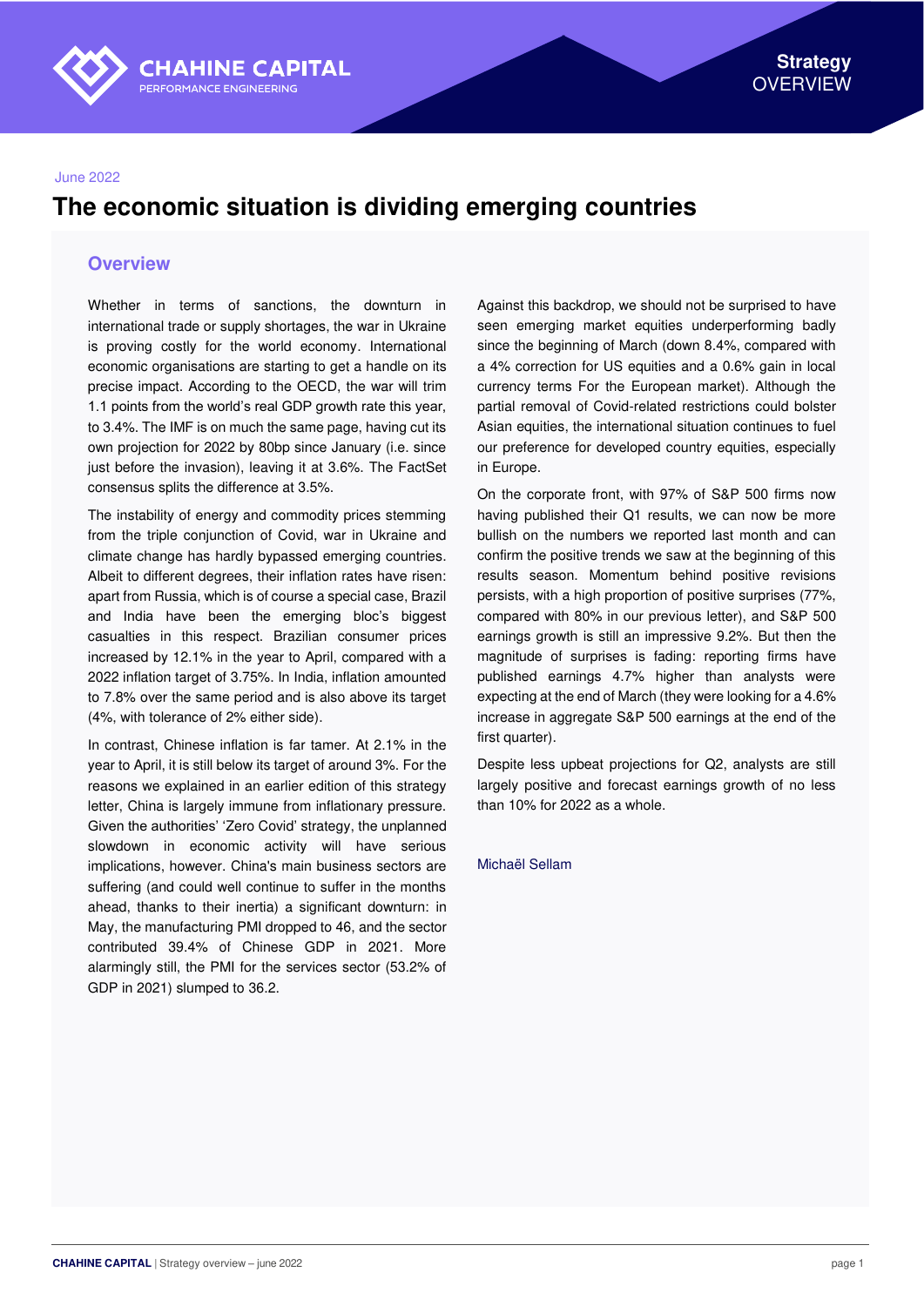June 2022

# The economic situation is dividing emerging countries

## Overview

Whether in terms of sanctions, the downturn in international trade or supply shortages, the war in Ukraine is proving costly for the world economy. International economic organisations are starting to get a handle on its precise impact. According to the OECD, the war will trim 1.1 points from the world's real GDP growth rate this year, to 3.4%. The IMF is on much the same page, having cut its own projection for 2022 by 80bp since January (i.e. since just before the invasion), leaving it at 3.6%. The FactSet consensus splits the difference at 3.5%.

The instability of energy and commodity prices stemming from the triple conjunction of Covid, war in Ukraine and climate change has hardly bypassed emerging countries. Albeit to different degrees, their inflation rates have risen: apart from Russia, which is of course a special case, Brazil and India have been the emerging bloc's biggest casualties in this respect. Brazilian consumer prices increased by 12.1% in the year to April, compared with a 2022 inflation target of 3.75%. In India, inflation amounted to 7.8% over the same period and is also above its target (4%, with tolerance of 2% either side).

In contrast, Chinese inflation is far tamer. At 2.1% in the year to April, it is still below its target of around 3%. For the reasons we explained in an earlier edition of this strategy letter, China is largely immune from inflationary pressure. Given the authorities' 'Zero Covid' strategy, the unplanned slowdown in economic activity will have serious implications, however. China's main business sectors are suffering (and could well continue to suffer in the months ahead, thanks to their inertia) a significant downturn: in May, the manufacturing PMI dropped to 46, and the sector contributed 39.4% of Chinese GDP in 2021. More alarmingly still, the PMI for the services sector (53.2% of GDP in 2021) slumped to 36.2.

Against this backdrop, we should not be surprised to have seen emerging market equities underperforming badly since the beginning of March (down 8.4%, compared with a 4% correction for US equities and a 0.6% gain in local currency terms For the European market). Although the partial removal of Covid-related restrictions could bolster Asian equities, the international situation continues to fuel our preference for developed country equities, especially in Europe.

On the corporate front, with 97% of S&P 500 firms now having published their Q1 results, we can now be more bullish on the numbers we reported last month and can confirm the positive trends we saw at the beginning of this results season. Momentum behind positive revisions persists, with a high proportion of positive surprises (77%, compared with 80% in our previous letter), and S&P 500 earnings growth is still an impressive 9.2%. But then the magnitude of surprises is fading: reporting firms have published earnings 4.7% higher than analysts were expecting at the end of March (they were looking for a 4.6% increase in aggregate S&P 500 earnings at the end of the first quarter).

Despite less upbeat projections for Q2, analysts are still largely positive and forecast earnings growth of no less than 10% for 2022 as a whole.

Michaël Sellam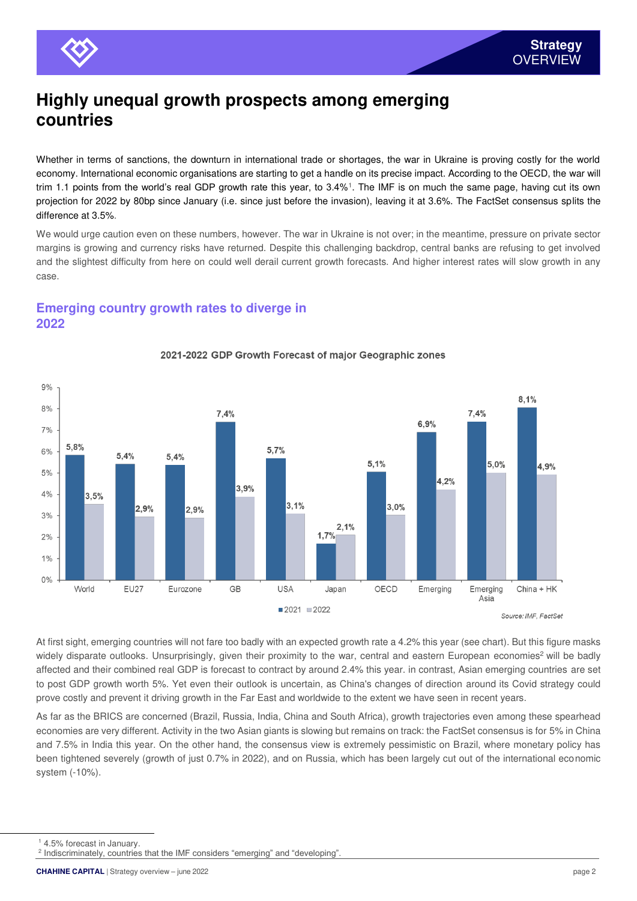# Highly unequal growth prospects among emerging countries

Whether in terms of sanctions, the downturn in international trade or shortages, the war in Ukraine is proving costly for the world economy. International economic organisations are starting to get a handle on its precise impact. According to the OECD, the war will trim 1.1 points from the world's real GDP growth rate this year, to 3.4%[1]. The IMF is on much the same page, having cut its own projection for 2022 by 80bp since January (i.e. since just before the invasion), leaving it at 3.6%. The FactSet consensus splits the difference at 3.5%.

We would urge caution even on these numbers, however. The war in Ukraine is not over; in the meantime, pressure on private sector margins is growing and currency risks have returned. Despite this challenging backdrop, central banks are refusing to get involved and the slightest difficulty from here on could well derail current growth forecasts. And higher interest rates will slow growth in any case.

## Emerging country growth rates to diverge in 2022

**2021-2022 GDP Growth Forecast of major Geographic zones**

| | 2021 | 2022 |
|---|---|---|
| World | 5,8% | 3,5% |
| EU27 | 5,4% | 2,9% |
| Eurozone | 5,4% | 2,9% |
| GB | 7,4% | 3,9% |
| USA | 5,7% | 3,1% |
| Japan | 1,7% | 2,1% |
| OECD | 5,1% | 3,0% |
| Emerging | 6,9% | 4,2% |
| Emerging Asia | 7,4% | 5,0% |
| China + HK | 8,1% | 4,9% |

*Source: IMF, FactSet*

At first sight, emerging countries will not fare too badly with an expected growth rate a 4.2% this year (see chart). But this figure masks widely disparate outlooks. Unsurprisingly, given their proximity to the war, central and eastern European economies[2] will be badly affected and their combined real GDP is forecast to contract by around 2.4% this year. in contrast, Asian emerging countries are set to post GDP growth worth 5%. Yet even their outlook is uncertain, as China's changes of direction around its Covid strategy could prove costly and prevent it driving growth in the Far East and worldwide to the extent we have seen in recent years.

As far as the BRICS are concerned (Brazil, Russia, India, China and South Africa), growth trajectories even among these spearhead economies are very different. Activity in the two Asian giants is slowing but remains on track: the FactSet consensus is for 5% in China and 7.5% in India this year. On the other hand, the consensus view is extremely pessimistic on Brazil, where monetary policy has been tightened severely (growth of just 0.7% in 2022), and on Russia, which has been largely cut out of the international economic system (-10%).

[1] 4.5% forecast in January.

[2] Indiscriminately, countries that the IMF considers "emerging" and "developing".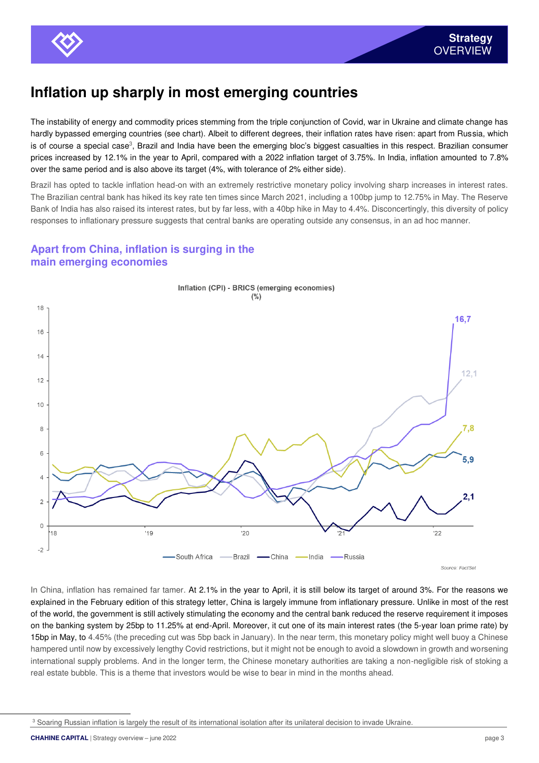# Inflation up sharply in most emerging countries

The instability of energy and commodity prices stemming from the triple conjunction of Covid, war in Ukraine and climate change has hardly bypassed emerging countries (see chart). Albeit to different degrees, their inflation rates have risen: apart from Russia, which is of course a special case[3], Brazil and India have been the emerging bloc's biggest casualties in this respect. Brazilian consumer prices increased by 12.1% in the year to April, compared with a 2022 inflation target of 3.75%. In India, inflation amounted to 7.8% over the same period and is also above its target (4%, with tolerance of 2% either side).

Brazil has opted to tackle inflation head-on with an extremely restrictive monetary policy involving sharp increases in interest rates. The Brazilian central bank has hiked its key rate ten times since March 2021, including a 100bp jump to 12.75% in May. The Reserve Bank of India has also raised its interest rates, but by far less, with a 40bp hike in May to 4.4%. Disconcertingly, this diversity of policy responses to inflationary pressure suggests that central banks are operating outside any consensus, in an ad hoc manner.

## Apart from China, inflation is surging in the main emerging economies

Inflation (CPI) - BRICS (emerging economies) (%)

Latest values: Russia 16,7; Brazil 12,1; India 7,8; South Africa 5,9; China 2,1

Source: FactSet

In China, inflation has remained far tamer. At 2.1% in the year to April, it is still below its target of around 3%. For the reasons we explained in the February edition of this strategy letter, China is largely immune from inflationary pressure. Unlike in most of the rest of the world, the government is still actively stimulating the economy and the central bank reduced the reserve requirement it imposes on the banking system by 25bp to 11.25% at end-April. Moreover, it cut one of its main interest rates (the 5-year loan prime rate) by 15bp in May, to 4.45% (the preceding cut was 5bp back in January). In the near term, this monetary policy might well buoy a Chinese hampered until now by excessively lengthy Covid restrictions, but it might not be enough to avoid a slowdown in growth and worsening international supply problems. And in the longer term, the Chinese monetary authorities are taking a non-negligible risk of stoking a real estate bubble. This is a theme that investors would be wise to bear in mind in the months ahead.

[3] Soaring Russian inflation is largely the result of its international isolation after its unilateral decision to invade Ukraine.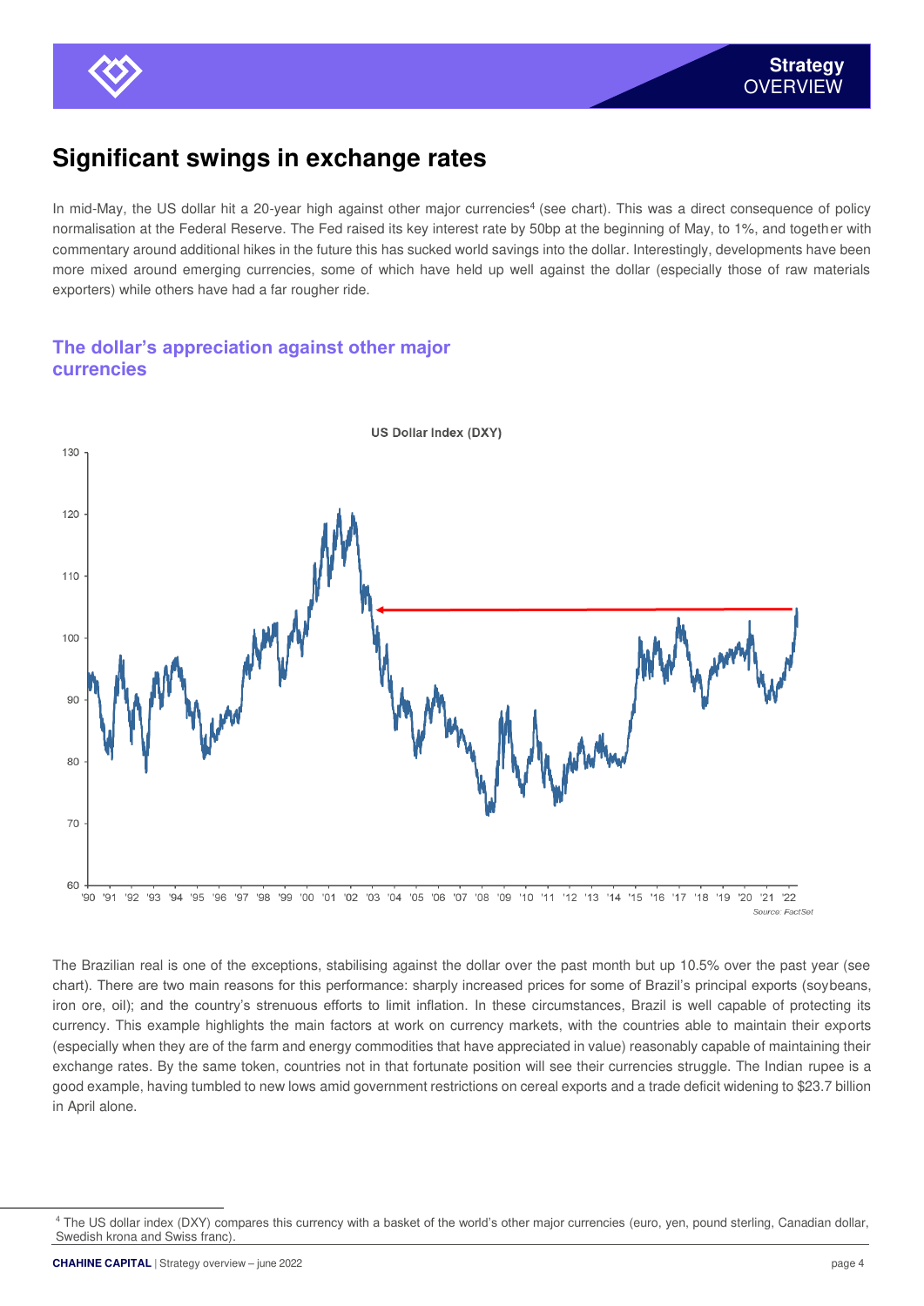## Significant swings in exchange rates

In mid-May, the US dollar hit a 20-year high against other major currencies[4] (see chart). This was a direct consequence of policy normalisation at the Federal Reserve. The Fed raised its key interest rate by 50bp at the beginning of May, to 1%, and together with commentary around additional hikes in the future this has sucked world savings into the dollar. Interestingly, developments have been more mixed around emerging currencies, some of which have held up well against the dollar (especially those of raw materials exporters) while others have had a far rougher ride.

### The dollar's appreciation against other major currencies

US Dollar Index (DXY)

Source: FactSet

The Brazilian real is one of the exceptions, stabilising against the dollar over the past month but up 10.5% over the past year (see chart). There are two main reasons for this performance: sharply increased prices for some of Brazil's principal exports (soybeans, iron ore, oil); and the country's strenuous efforts to limit inflation. In these circumstances, Brazil is well capable of protecting its currency. This example highlights the main factors at work on currency markets, with the countries able to maintain their exports (especially when they are of the farm and energy commodities that have appreciated in value) reasonably capable of maintaining their exchange rates. By the same token, countries not in that fortunate position will see their currencies struggle. The Indian rupee is a good example, having tumbled to new lows amid government restrictions on cereal exports and a trade deficit widening to $23.7 billion in April alone.

[4] The US dollar index (DXY) compares this currency with a basket of the world's other major currencies (euro, yen, pound sterling, Canadian dollar, Swedish krona and Swiss franc).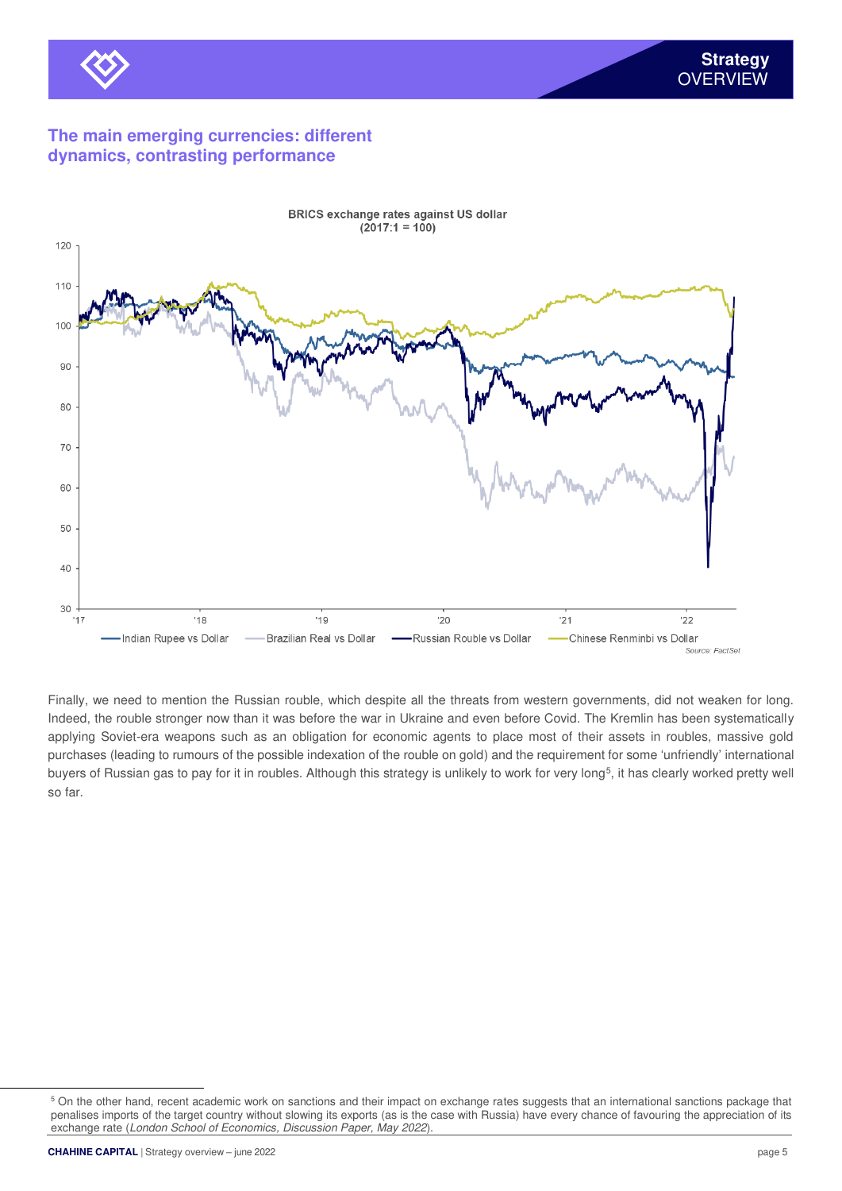## The main emerging currencies: different dynamics, contrasting performance

BRICS exchange rates against US dollar
(2017:1 = 100)

Source: FactSet

Finally, we need to mention the Russian rouble, which despite all the threats from western governments, did not weaken for long. Indeed, the rouble stronger now than it was before the war in Ukraine and even before Covid. The Kremlin has been systematically applying Soviet-era weapons such as an obligation for economic agents to place most of their assets in roubles, massive gold purchases (leading to rumours of the possible indexation of the rouble on gold) and the requirement for some 'unfriendly' international buyers of Russian gas to pay for it in roubles. Although this strategy is unlikely to work for very long[5], it has clearly worked pretty well so far.

---

[5] On the other hand, recent academic work on sanctions and their impact on exchange rates suggests that an international sanctions package that penalises imports of the target country without slowing its exports (as is the case with Russia) have every chance of favouring the appreciation of its exchange rate (*London School of Economics, Discussion Paper, May 2022*).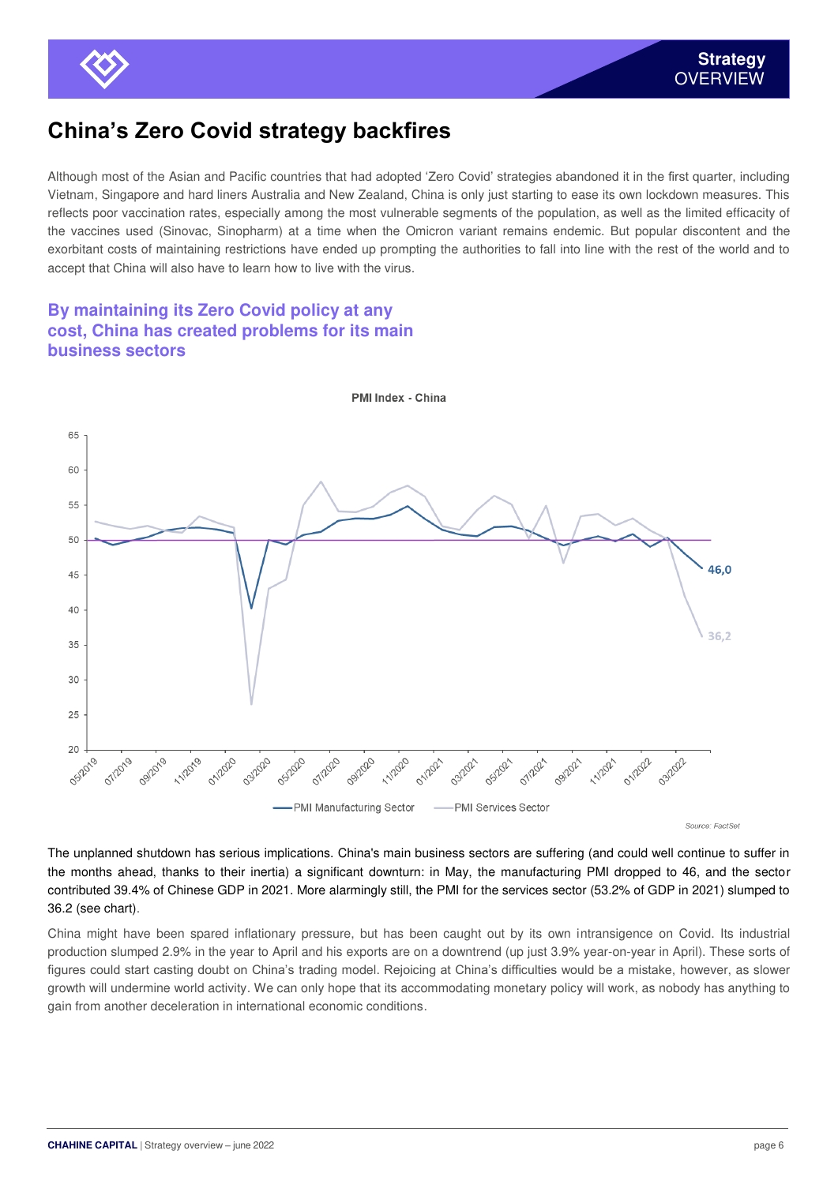# China's Zero Covid strategy backfires

Although most of the Asian and Pacific countries that had adopted 'Zero Covid' strategies abandoned it in the first quarter, including Vietnam, Singapore and hard liners Australia and New Zealand, China is only just starting to ease its own lockdown measures. This reflects poor vaccination rates, especially among the most vulnerable segments of the population, as well as the limited efficacy of the vaccines used (Sinovac, Sinopharm) at a time when the Omicron variant remains endemic. But popular discontent and the exorbitant costs of maintaining restrictions have ended up prompting the authorities to fall into line with the rest of the world and to accept that China will also have to learn how to live with the virus.

## By maintaining its Zero Covid policy at any cost, China has created problems for its main business sectors

PMI Index - China

Source: FactSet

The unplanned shutdown has serious implications. China's main business sectors are suffering (and could well continue to suffer in the months ahead, thanks to their inertia) a significant downturn: in May, the manufacturing PMI dropped to 46, and the sector contributed 39.4% of Chinese GDP in 2021. More alarmingly still, the PMI for the services sector (53.2% of GDP in 2021) slumped to 36.2 (see chart).

China might have been spared inflationary pressure, but has been caught out by its own intransigence on Covid. Its industrial production slumped 2.9% in the year to April and his exports are on a downtrend (up just 3.9% year-on-year in April). These sorts of figures could start casting doubt on China's trading model. Rejoicing at China's difficulties would be a mistake, however, as slower growth will undermine world activity. We can only hope that its accommodating monetary policy will work, as nobody has anything to gain from another deceleration in international economic conditions.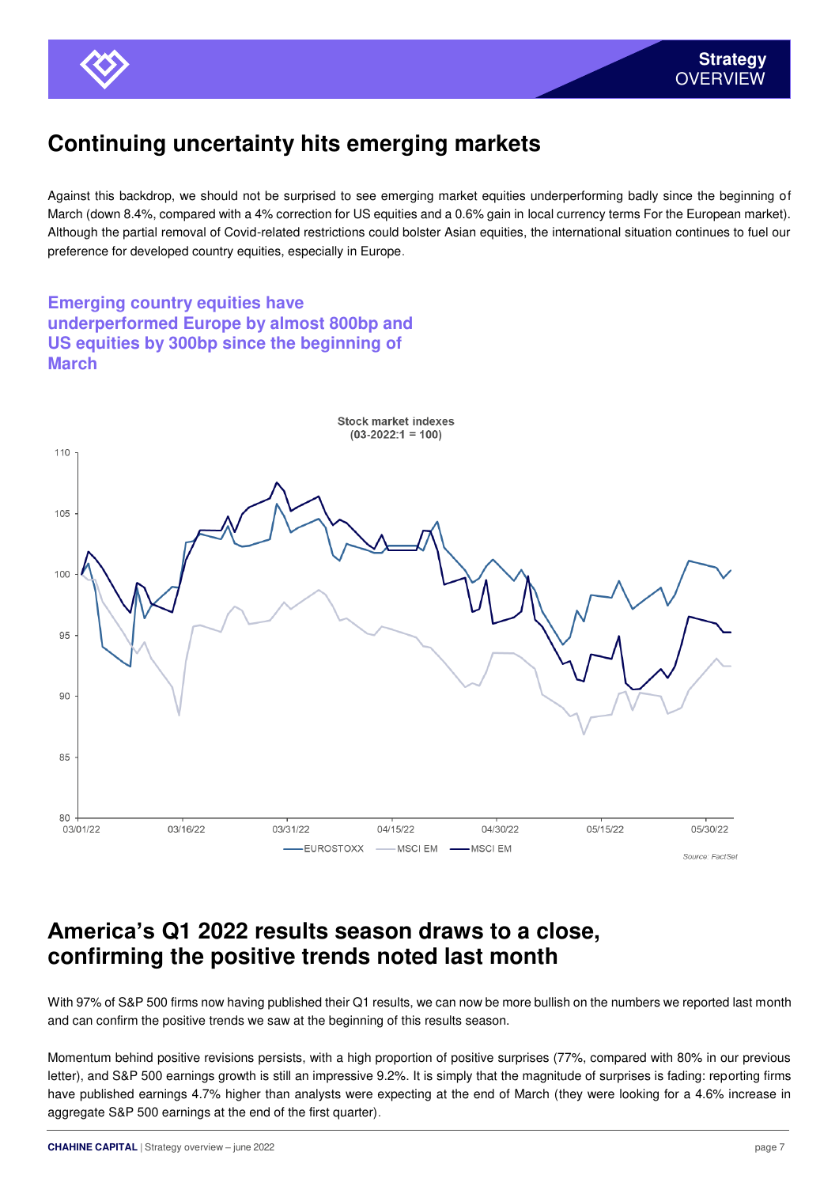## Continuing uncertainty hits emerging markets

Against this backdrop, we should not be surprised to see emerging market equities underperforming badly since the beginning of March (down 8.4%, compared with a 4% correction for US equities and a 0.6% gain in local currency terms For the European market). Although the partial removal of Covid-related restrictions could bolster Asian equities, the international situation continues to fuel our preference for developed country equities, especially in Europe.

### Emerging country equities have underperformed Europe by almost 800bp and US equities by 300bp since the beginning of March

Stock market indexes
(03-2022:1 = 100)

EUROSTOXX — MSCI EM — MSCI EM

Source: FactSet

## America's Q1 2022 results season draws to a close, confirming the positive trends noted last month

With 97% of S&P 500 firms now having published their Q1 results, we can now be more bullish on the numbers we reported last month and can confirm the positive trends we saw at the beginning of this results season.

Momentum behind positive revisions persists, with a high proportion of positive surprises (77%, compared with 80% in our previous letter), and S&P 500 earnings growth is still an impressive 9.2%. It is simply that the magnitude of surprises is fading: reporting firms have published earnings 4.7% higher than analysts were expecting at the end of March (they were looking for a 4.6% increase in aggregate S&P 500 earnings at the end of the first quarter).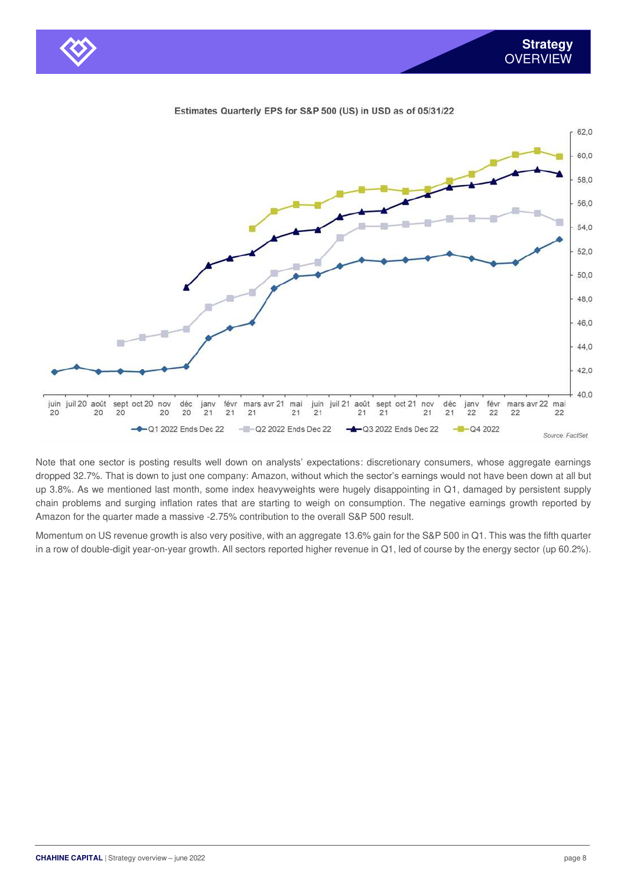Estimates Quarterly EPS for S&P 500 (US) in USD as of 05/31/22

Source: FactSet

Note that one sector is posting results well down on analysts' expectations: discretionary consumers, whose aggregate earnings dropped 32.7%. That is down to just one company: Amazon, without which the sector's earnings would not have been down at all but up 3.8%. As we mentioned last month, some index heavyweights were hugely disappointing in Q1, damaged by persistent supply chain problems and surging inflation rates that are starting to weigh on consumption. The negative earnings growth reported by Amazon for the quarter made a massive -2.75% contribution to the overall S&P 500 result.

Momentum on US revenue growth is also very positive, with an aggregate 13.6% gain for the S&P 500 in Q1. This was the fifth quarter in a row of double-digit year-on-year growth. All sectors reported higher revenue in Q1, led of course by the energy sector (up 60.2%).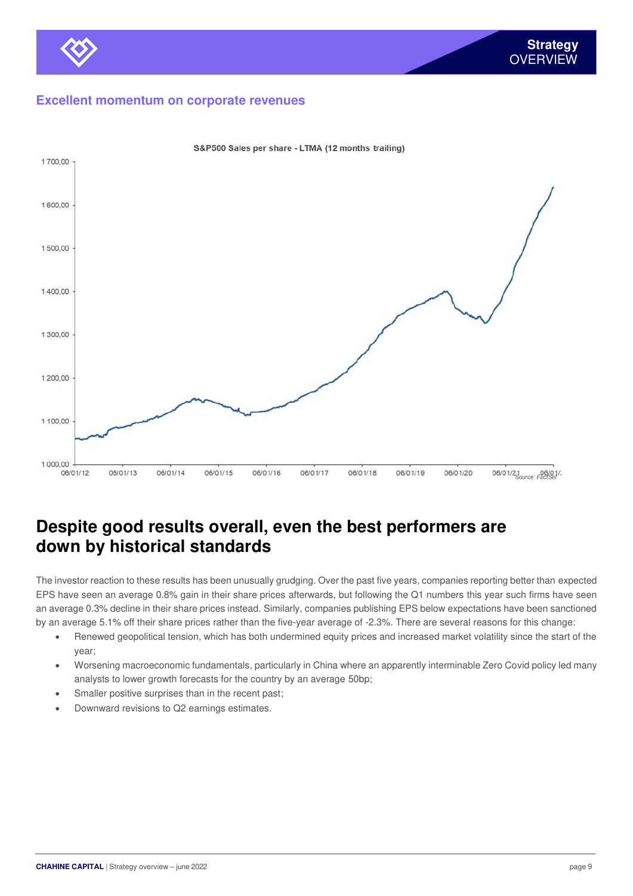## Excellent momentum on corporate revenues

S&P500 Sales per share - LTMA (12 months trailing)

Source: FactSet

# Despite good results overall, even the best performers are down by historical standards

The investor reaction to these results has been unusually grudging. Over the past five years, companies reporting better than expected EPS have seen an average 0.8% gain in their share prices afterwards, but following the Q1 numbers this year such firms have seen an average 0.3% decline in their share prices instead. Similarly, companies publishing EPS below expectations have been sanctioned by an average 5.1% off their share prices rather than the five-year average of -2.3%. There are several reasons for this change:

- Renewed geopolitical tension, which has both undermined equity prices and increased market volatility since the start of the year;
- Worsening macroeconomic fundamentals, particularly in China where an apparently interminable Zero Covid policy led many analysts to lower growth forecasts for the country by an average 50bp;
- Smaller positive surprises than in the recent past;
- Downward revisions to Q2 earnings estimates.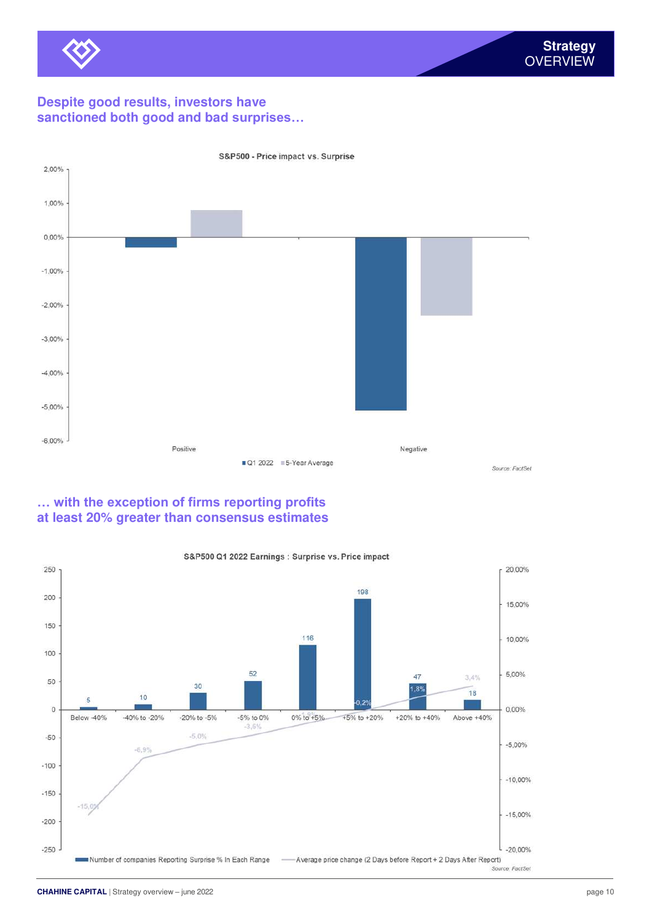## Despite good results, investors have sanctioned both good and bad surprises…

**S&P500 - Price impact vs. Surprise**

| | Q1 2022 | 5-Year Average |
|---|---|---|
| Positive | | |
| Negative | | |

Source: FactSet

## … with the exception of firms reporting profits at least 20% greater than consensus estimates

**S&P500 Q1 2022 Earnings : Surprise vs. Price impact**

| Surprise range | Number of companies Reporting Surprise % In Each Range | Average price change (2 Days before Report + 2 Days After Report) |
|---|---|---|
| Below -40% | 5 | -15,0% |
| -40% to -20% | 10 | -6,9% |
| -20% to -5% | 30 | -5,0% |
| -5% to 0% | 52 | -3,6% |
| 0% to +5% | 116 | -1,9% |
| +5% to +20% | 198 | -0,2% |
| +20% to +40% | 47 | 1,8% |
| Above +40% | 18 | 3,4% |

Source: FactSet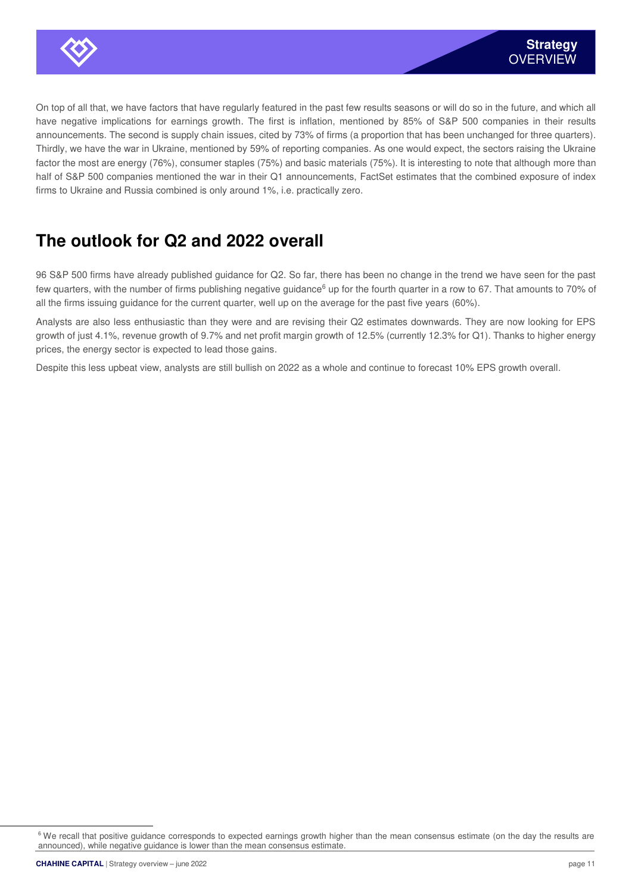On top of all that, we have factors that have regularly featured in the past few results seasons or will do so in the future, and which all have negative implications for earnings growth. The first is inflation, mentioned by 85% of S&P 500 companies in their results announcements. The second is supply chain issues, cited by 73% of firms (a proportion that has been unchanged for three quarters). Thirdly, we have the war in Ukraine, mentioned by 59% of reporting companies. As one would expect, the sectors raising the Ukraine factor the most are energy (76%), consumer staples (75%) and basic materials (75%). It is interesting to note that although more than half of S&P 500 companies mentioned the war in their Q1 announcements, FactSet estimates that the combined exposure of index firms to Ukraine and Russia combined is only around 1%, i.e. practically zero.

## The outlook for Q2 and 2022 overall

96 S&P 500 firms have already published guidance for Q2. So far, there has been no change in the trend we have seen for the past few quarters, with the number of firms publishing negative guidance[6] up for the fourth quarter in a row to 67. That amounts to 70% of all the firms issuing guidance for the current quarter, well up on the average for the past five years (60%).

Analysts are also less enthusiastic than they were and are revising their Q2 estimates downwards. They are now looking for EPS growth of just 4.1%, revenue growth of 9.7% and net profit margin growth of 12.5% (currently 12.3% for Q1). Thanks to higher energy prices, the energy sector is expected to lead those gains.

Despite this less upbeat view, analysts are still bullish on 2022 as a whole and continue to forecast 10% EPS growth overall.

[6] We recall that positive guidance corresponds to expected earnings growth higher than the mean consensus estimate (on the day the results are announced), while negative guidance is lower than the mean consensus estimate.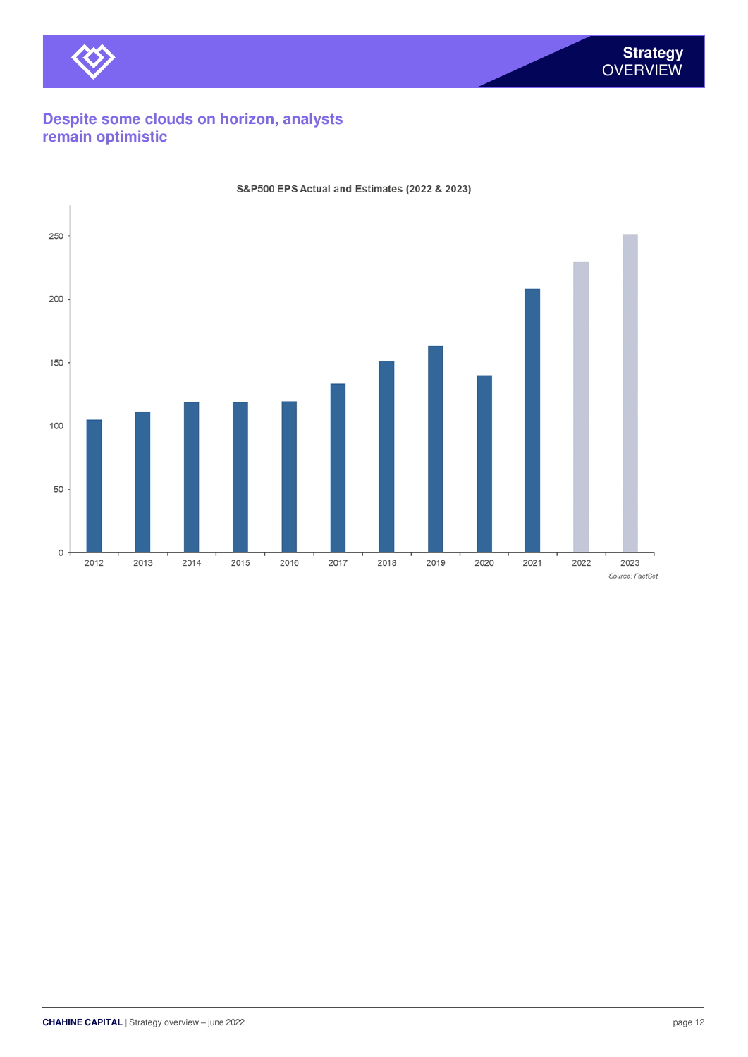## Despite some clouds on horizon, analysts remain optimistic

S&P500 EPS Actual and Estimates (2022 & 2023)

*Source: FactSet*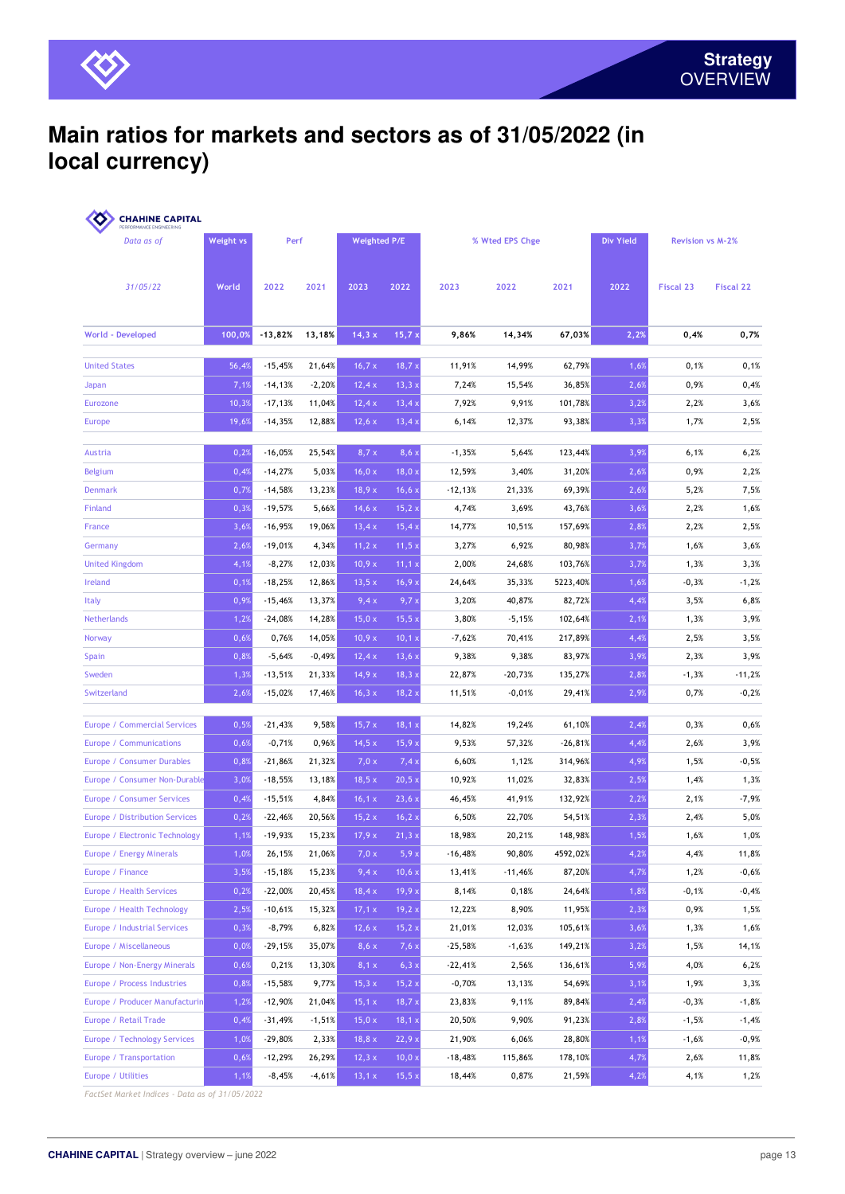# Main ratios for markets and sectors as of 31/05/2022 (in local currency)

CHAHINE CAPITAL
PERFORMANCE ENGINEERING

| Data as of | Weight vs | Perf | | Weighted P/E | | % Wted EPS Chge | | | Div Yield | Revision vs M-2% | |
|---|---|---|---|---|---|---|---|---|---|---|---|
| 31/05/22 | World | 2022 | 2021 | 2023 | 2022 | 2023 | 2022 | 2021 | 2022 | Fiscal 23 | Fiscal 22 |
| World - Developed | 100,0% | -13,82% | 13,18% | 14,3 x | 15,7 x | 9,86% | 14,34% | 67,03% | 2,2% | 0,4% | 0,7% |
| United States | 56,4% | -15,45% | 21,64% | 16,7 x | 18,7 x | 11,91% | 14,99% | 62,79% | 1,6% | 0,1% | 0,1% |
| Japan | 7,1% | -14,13% | -2,20% | 12,4 x | 13,3 x | 7,24% | 15,54% | 36,85% | 2,6% | 0,9% | 0,4% |
| Eurozone | 10,3% | -17,13% | 11,04% | 12,4 x | 13,4 x | 7,92% | 9,91% | 101,78% | 3,2% | 2,2% | 3,6% |
| Europe | 19,6% | -14,35% | 12,88% | 12,6 x | 13,4 x | 6,14% | 12,37% | 93,38% | 3,3% | 1,7% | 2,5% |
| Austria | 0,2% | -16,05% | 25,54% | 8,7 x | 8,6 x | -1,35% | 5,64% | 123,44% | 3,9% | 6,1% | 6,2% |
| Belgium | 0,4% | -14,27% | 5,03% | 16,0 x | 18,0 x | 12,59% | 3,40% | 31,20% | 2,6% | 0,9% | 2,2% |
| Denmark | 0,7% | -14,58% | 13,23% | 18,9 x | 16,6 x | -12,13% | 21,33% | 69,39% | 2,6% | 5,2% | 7,5% |
| Finland | 0,3% | -19,57% | 5,66% | 14,6 x | 15,2 x | 4,74% | 3,69% | 43,76% | 3,6% | 2,2% | 1,6% |
| France | 3,6% | -16,95% | 19,06% | 13,4 x | 15,4 x | 14,77% | 10,51% | 157,69% | 2,8% | 2,2% | 2,5% |
| Germany | 2,6% | -19,01% | 4,34% | 11,2 x | 11,5 x | 3,27% | 6,92% | 80,98% | 3,7% | 1,6% | 3,6% |
| United Kingdom | 4,1% | -8,27% | 12,03% | 10,9 x | 11,1 x | 2,00% | 24,68% | 103,76% | 3,7% | 1,3% | 3,3% |
| Ireland | 0,1% | -18,25% | 12,86% | 13,5 x | 16,9 x | 24,64% | 35,33% | 5223,40% | 1,6% | -0,3% | -1,2% |
| Italy | 0,9% | -15,46% | 13,37% | 9,4 x | 9,7 x | 3,20% | 40,87% | 82,72% | 4,4% | 3,5% | 6,8% |
| Netherlands | 1,2% | -24,08% | 14,28% | 15,0 x | 15,5 x | 3,80% | -5,15% | 102,64% | 2,1% | 1,3% | 3,9% |
| Norway | 0,6% | 0,76% | 14,05% | 10,9 x | 10,1 x | -7,62% | 70,41% | 217,89% | 4,4% | 2,5% | 3,5% |
| Spain | 0,8% | -5,64% | -0,49% | 12,4 x | 13,6 x | 9,38% | 9,38% | 83,97% | 3,9% | 2,3% | 3,9% |
| Sweden | 1,3% | -13,51% | 21,33% | 14,9 x | 18,3 x | 22,87% | -20,73% | 135,27% | 2,8% | -1,3% | -11,2% |
| Switzerland | 2,6% | -15,02% | 17,46% | 16,3 x | 18,2 x | 11,51% | -0,01% | 29,41% | 2,9% | 0,7% | -0,2% |
| Europe / Commercial Services | 0,5% | -21,43% | 9,58% | 15,7 x | 18,1 x | 14,82% | 19,24% | 61,10% | 2,4% | 0,3% | 0,6% |
| Europe / Communications | 0,6% | -0,71% | 0,96% | 14,5 x | 15,9 x | 9,53% | 57,32% | -26,81% | 4,4% | 2,6% | 3,9% |
| Europe / Consumer Durables | 0,8% | -21,86% | 21,32% | 7,0 x | 7,4 x | 6,60% | 1,12% | 314,96% | 4,9% | 1,5% | -0,5% |
| Europe / Consumer Non-Durable | 3,0% | -18,55% | 13,18% | 18,5 x | 20,5 x | 10,92% | 11,02% | 32,83% | 2,5% | 1,4% | 1,3% |
| Europe / Consumer Services | 0,4% | -15,51% | 4,84% | 16,1 x | 23,6 x | 46,45% | 41,91% | 132,92% | 2,2% | 2,1% | -7,9% |
| Europe / Distribution Services | 0,2% | -22,46% | 20,56% | 15,2 x | 16,2 x | 6,50% | 22,70% | 54,51% | 2,3% | 2,4% | 5,0% |
| Europe / Electronic Technology | 1,1% | -19,93% | 15,23% | 17,9 x | 21,3 x | 18,98% | 20,21% | 148,98% | 1,5% | 1,6% | 1,0% |
| Europe / Energy Minerals | 1,0% | 26,15% | 21,06% | 7,0 x | 5,9 x | -16,48% | 90,80% | 4592,02% | 4,2% | 4,4% | 11,8% |
| Europe / Finance | 3,5% | -15,18% | 15,23% | 9,4 x | 10,6 x | 13,41% | -11,46% | 87,20% | 4,7% | 1,2% | -0,6% |
| Europe / Health Services | 0,2% | -22,00% | 20,45% | 18,4 x | 19,9 x | 8,14% | 0,18% | 24,64% | 1,8% | -0,1% | -0,4% |
| Europe / Health Technology | 2,5% | -10,61% | 15,32% | 17,1 x | 19,2 x | 12,22% | 8,90% | 11,95% | 2,3% | 0,9% | 1,5% |
| Europe / Industrial Services | 0,3% | -8,79% | 6,82% | 12,6 x | 15,2 x | 21,01% | 12,03% | 105,61% | 3,6% | 1,3% | 1,6% |
| Europe / Miscellaneous | 0,0% | -29,15% | 35,07% | 8,6 x | 7,6 x | -25,58% | -1,63% | 149,21% | 3,2% | 1,5% | 14,1% |
| Europe / Non-Energy Minerals | 0,6% | 0,21% | 13,30% | 8,1 x | 6,3 x | -22,41% | 2,56% | 136,61% | 5,9% | 4,0% | 6,2% |
| Europe / Process Industries | 0,8% | -15,58% | 9,77% | 15,3 x | 15,2 x | -0,70% | 13,13% | 54,69% | 3,1% | 1,9% | 3,3% |
| Europe / Producer Manufacturin | 1,2% | -12,90% | 21,04% | 15,1 x | 18,7 x | 23,83% | 9,11% | 89,84% | 2,4% | -0,3% | -1,8% |
| Europe / Retail Trade | 0,4% | -31,49% | -1,51% | 15,0 x | 18,1 x | 20,50% | 9,90% | 91,23% | 2,8% | -1,5% | -1,4% |
| Europe / Technology Services | 1,0% | -29,80% | 2,33% | 18,8 x | 22,9 x | 21,90% | 6,06% | 28,80% | 1,1% | -1,6% | -0,9% |
| Europe / Transportation | 0,6% | -12,29% | 26,29% | 12,3 x | 10,0 x | -18,48% | 115,86% | 178,10% | 4,7% | 2,6% | 11,8% |
| Europe / Utilities | 1,1% | -8,45% | -4,61% | 13,1 x | 15,5 x | 18,44% | 0,87% | 21,59% | 4,2% | 4,1% | 1,2% |

*FactSet Market Indices - Data as of 31/05/2022*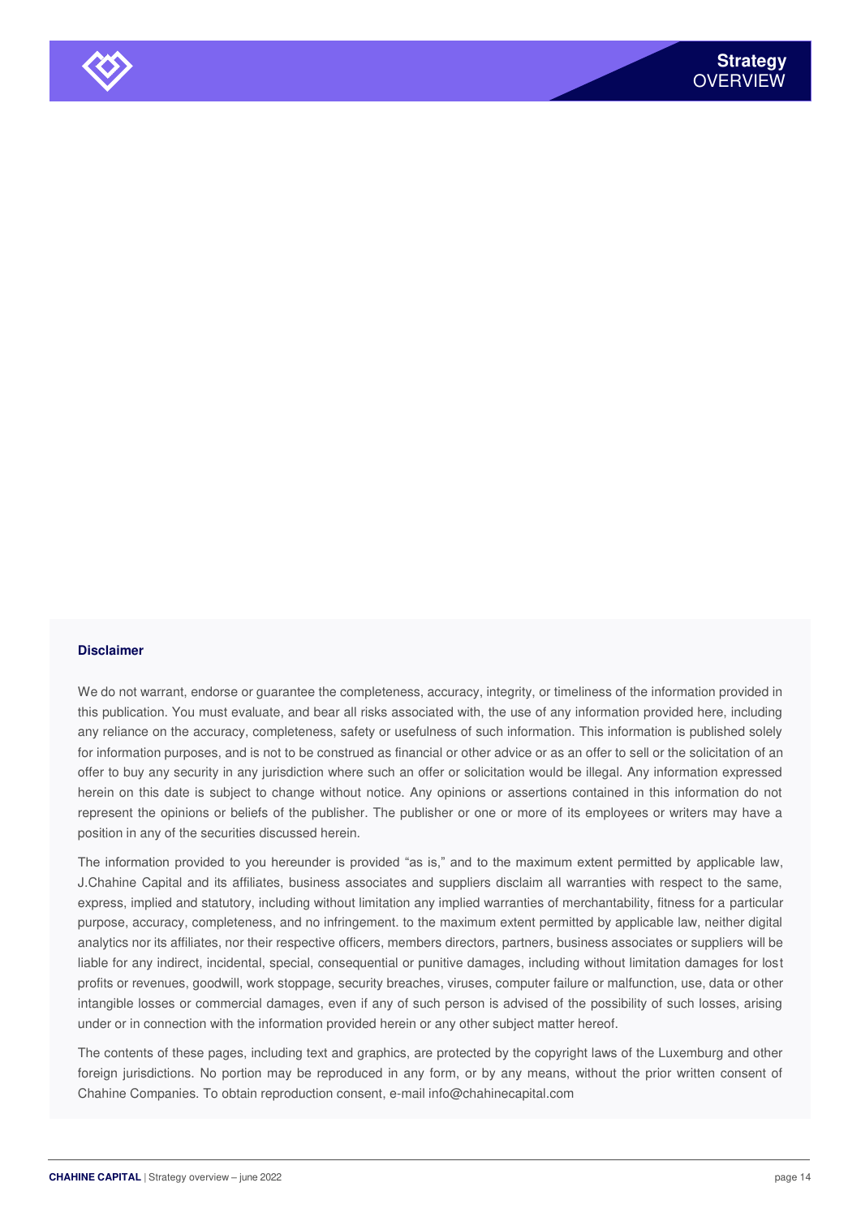### Disclaimer

We do not warrant, endorse or guarantee the completeness, accuracy, integrity, or timeliness of the information provided in this publication. You must evaluate, and bear all risks associated with, the use of any information provided here, including any reliance on the accuracy, completeness, safety or usefulness of such information. This information is published solely for information purposes, and is not to be construed as financial or other advice or as an offer to sell or the solicitation of an offer to buy any security in any jurisdiction where such an offer or solicitation would be illegal. Any information expressed herein on this date is subject to change without notice. Any opinions or assertions contained in this information do not represent the opinions or beliefs of the publisher. The publisher or one or more of its employees or writers may have a position in any of the securities discussed herein.

The information provided to you hereunder is provided "as is," and to the maximum extent permitted by applicable law, J.Chahine Capital and its affiliates, business associates and suppliers disclaim all warranties with respect to the same, express, implied and statutory, including without limitation any implied warranties of merchantability, fitness for a particular purpose, accuracy, completeness, and no infringement. to the maximum extent permitted by applicable law, neither digital analytics nor its affiliates, nor their respective officers, members directors, partners, business associates or suppliers will be liable for any indirect, incidental, special, consequential or punitive damages, including without limitation damages for lost profits or revenues, goodwill, work stoppage, security breaches, viruses, computer failure or malfunction, use, data or other intangible losses or commercial damages, even if any of such person is advised of the possibility of such losses, arising under or in connection with the information provided herein or any other subject matter hereof.

The contents of these pages, including text and graphics, are protected by the copyright laws of the Luxemburg and other foreign jurisdictions. No portion may be reproduced in any form, or by any means, without the prior written consent of Chahine Companies. To obtain reproduction consent, e-mail info@chahinecapital.com